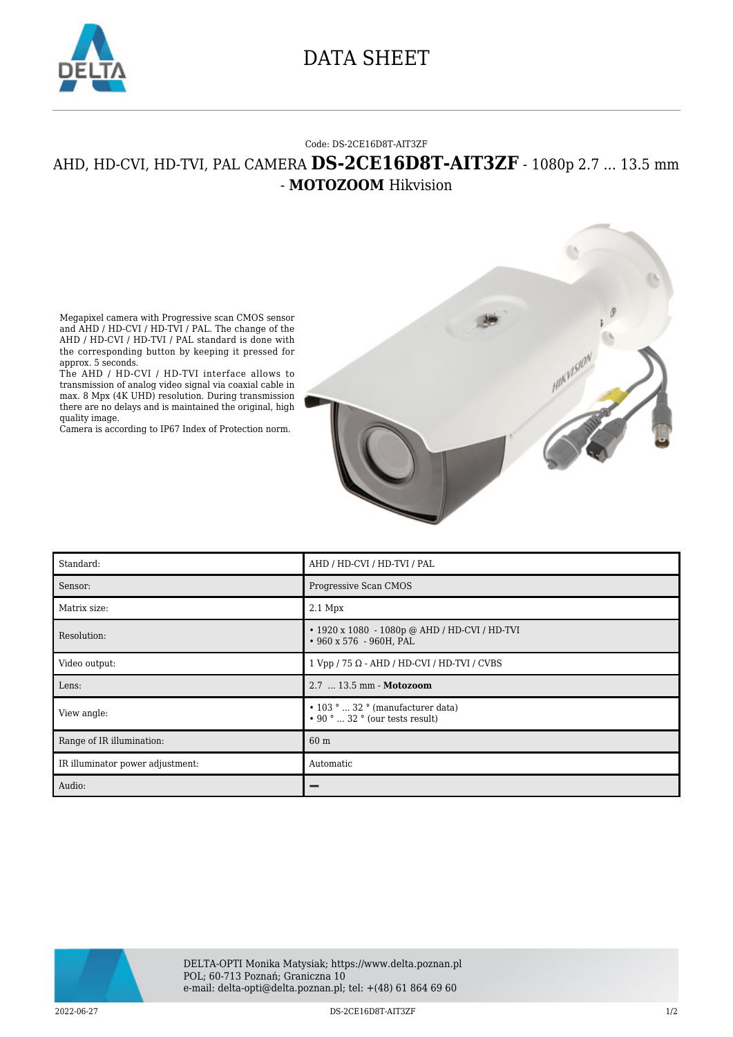# DATA SHEET

Code: DS-2CE16D8T-AIT3ZF

## AHD, HD-CVI, HD-TVI, PAL CAMERA **DS-2CE16D8T-AIT3ZF** - 1080p 2.7 ... 13.5 mm - **MOTOZOOM** Hikvision

Megapixel camera with Progressive scan CMOS sensor and AHD / HD-CVI / HD-TVI / PAL. The change of the AHD / HD-CVI / HD-TVI / PAL standard is done with the corresponding button by keeping it pressed for approx. 5 seconds.
The AHD / HD-CVI / HD-TVI interface allows to transmission of analog video signal via coaxial cable in max. 8 Mpx (4K UHD) resolution. During transmission there are no delays and is maintained the original, high quality image.
Camera is according to IP67 Index of Protection norm.

| Standard: | AHD / HD-CVI / HD-TVI / PAL |
|---|---|
| Sensor: | Progressive Scan CMOS |
| Matrix size: | 2.1 Mpx |
| Resolution: | • 1920 x 1080 - 1080p @ AHD / HD-CVI / HD-TVI<br>• 960 x 576 - 960H, PAL |
| Video output: | 1 Vpp / 75 Ω - AHD / HD-CVI / HD-TVI / CVBS |
| Lens: | 2.7 ... 13.5 mm - **Motozoom** |
| View angle: | • 103 ° ... 32 ° (manufacturer data)<br>• 90 ° ... 32 ° (our tests result) |
| Range of IR illumination: | 60 m |
| IR illuminator power adjustment: | Automatic |
| Audio: | – |

DELTA-OPTI Monika Matysiak; https://www.delta.poznan.pl
POL; 60-713 Poznań; Graniczna 10
e-mail: delta-opti@delta.poznan.pl; tel: +(48) 61 864 69 60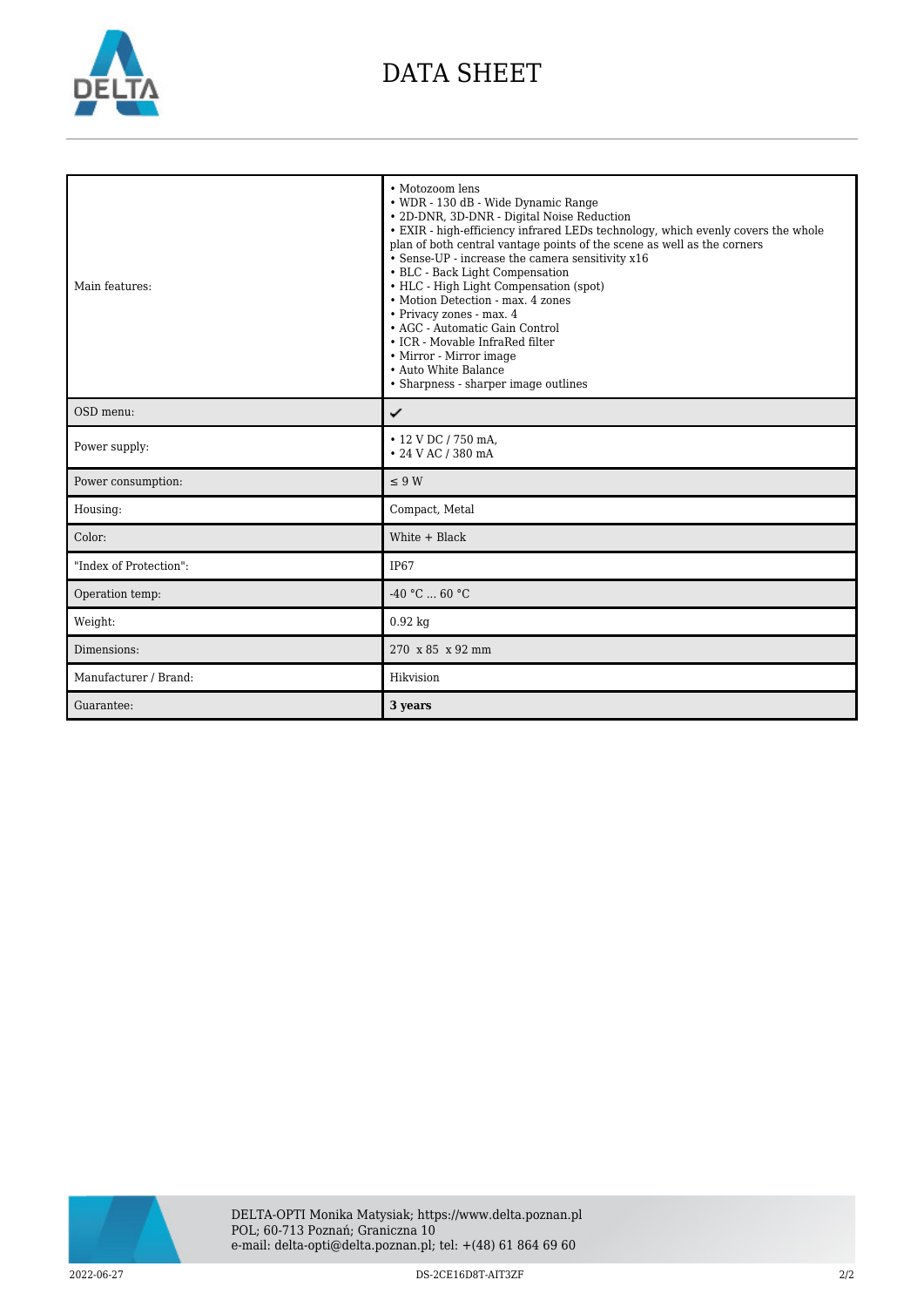# DATA SHEET

| | |
|---|---|
| Main features: | • Motozoom lens<br>• WDR - 130 dB - Wide Dynamic Range<br>• 2D-DNR, 3D-DNR - Digital Noise Reduction<br>• EXIR - high-efficiency infrared LEDs technology, which evenly covers the whole plan of both central vantage points of the scene as well as the corners<br>• Sense-UP - increase the camera sensitivity x16<br>• BLC - Back Light Compensation<br>• HLC - High Light Compensation (spot)<br>• Motion Detection - max. 4 zones<br>• Privacy zones - max. 4<br>• AGC - Automatic Gain Control<br>• ICR - Movable InfraRed filter<br>• Mirror - Mirror image<br>• Auto White Balance<br>• Sharpness - sharper image outlines |
| OSD menu: | ✔ |
| Power supply: | • 12 V DC / 750 mA,<br>• 24 V AC / 380 mA |
| Power consumption: | ≤ 9 W |
| Housing: | Compact, Metal |
| Color: | White + Black |
| "Index of Protection": | IP67 |
| Operation temp: | -40 °C ... 60 °C |
| Weight: | 0.92 kg |
| Dimensions: | 270 x 85 x 92 mm |
| Manufacturer / Brand: | Hikvision |
| Guarantee: | **3 years** |

DELTA-OPTI Monika Matysiak; https://www.delta.poznan.pl
POL; 60-713 Poznań; Graniczna 10
e-mail: delta-opti@delta.poznan.pl; tel: +(48) 61 864 69 60

2022-06-27

DS-2CE16D8T-AIT3ZF